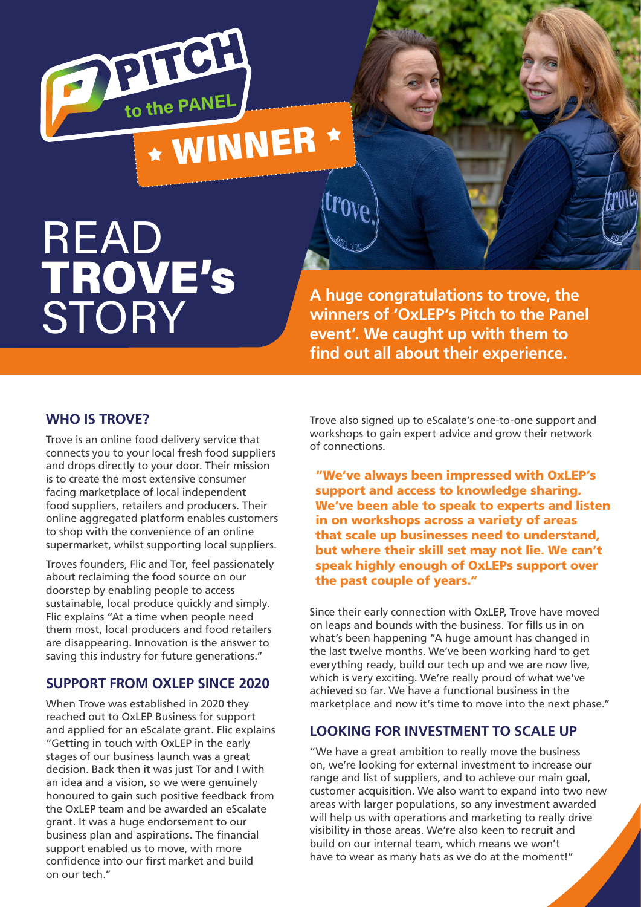# PITCH to the PANEL ★ WINNER ★

# READ TROVE's STORY

**A huge congratulations to trove, the winners of 'OxLEP's Pitch to the Panel event'. We caught up with them to find out all about their experience.**

## WHO IS TROVE?

Trove is an online food delivery service that connects you to your local fresh food suppliers and drops directly to your door. Their mission is to create the most extensive consumer facing marketplace of local independent food suppliers, retailers and producers. Their online aggregated platform enables customers to shop with the convenience of an online supermarket, whilst supporting local suppliers.

Troves founders, Flic and Tor, feel passionately about reclaiming the food source on our doorstep by enabling people to access sustainable, local produce quickly and simply. Flic explains "At a time when people need them most, local producers and food retailers are disappearing. Innovation is the answer to saving this industry for future generations."

## SUPPORT FROM OXLEP SINCE 2020

When Trove was established in 2020 they reached out to OxLEP Business for support and applied for an eScalate grant. Flic explains "Getting in touch with OxLEP in the early stages of our business launch was a great decision. Back then it was just Tor and I with an idea and a vision, so we were genuinely honoured to gain such positive feedback from the OxLEP team and be awarded an eScalate grant. It was a huge endorsement to our business plan and aspirations. The financial support enabled us to move, with more confidence into our first market and build on our tech."

Trove also signed up to eScalate's one-to-one support and workshops to gain expert advice and grow their network of connections.

**"We've always been impressed with OxLEP's support and access to knowledge sharing. We've been able to speak to experts and listen in on workshops across a variety of areas that scale up businesses need to understand, but where their skill set may not lie. We can't speak highly enough of OxLEPs support over the past couple of years."**

Since their early connection with OxLEP, Trove have moved on leaps and bounds with the business. Tor fills us in on what's been happening "A huge amount has changed in the last twelve months. We've been working hard to get everything ready, build our tech up and we are now live, which is very exciting. We're really proud of what we've achieved so far. We have a functional business in the marketplace and now it's time to move into the next phase."

## LOOKING FOR INVESTMENT TO SCALE UP

"We have a great ambition to really move the business on, we're looking for external investment to increase our range and list of suppliers, and to achieve our main goal, customer acquisition. We also want to expand into two new areas with larger populations, so any investment awarded will help us with operations and marketing to really drive visibility in those areas. We're also keen to recruit and build on our internal team, which means we won't have to wear as many hats as we do at the moment!"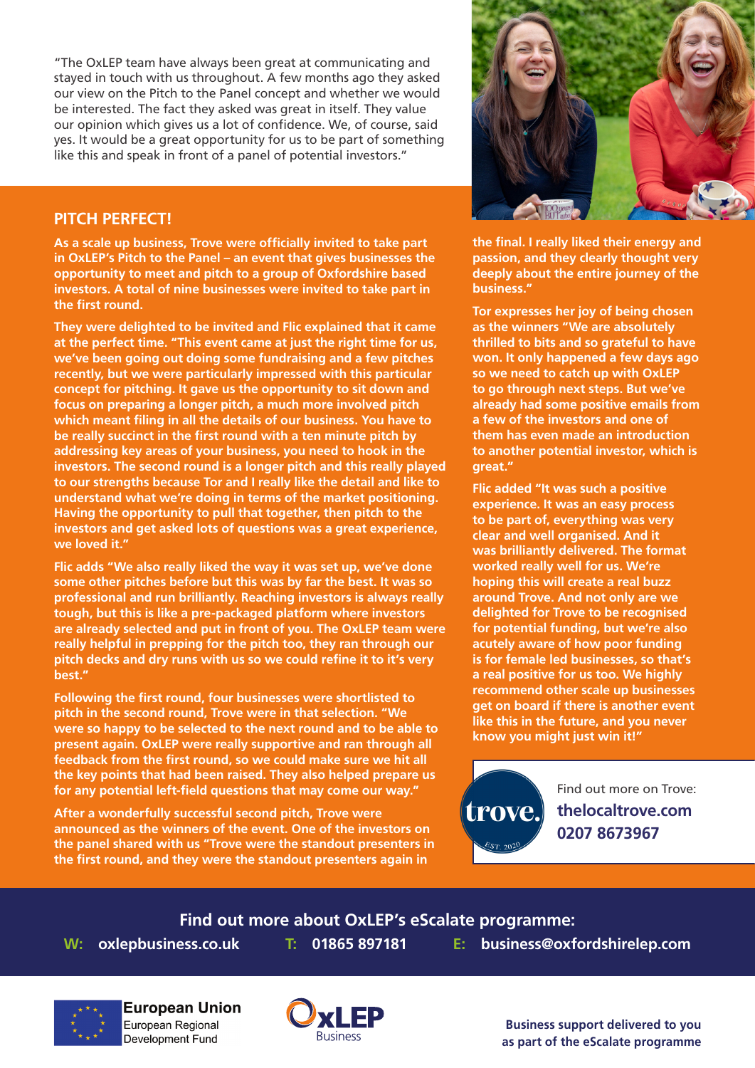"The OxLEP team have always been great at communicating and stayed in touch with us throughout. A few months ago they asked our view on the Pitch to the Panel concept and whether we would be interested. The fact they asked was great in itself. They value our opinion which gives us a lot of confidence. We, of course, said yes. It would be a great opportunity for us to be part of something like this and speak in front of a panel of potential investors."

## PITCH PERFECT!

**As a scale up business, Trove were officially invited to take part in OxLEP's Pitch to the Panel – an event that gives businesses the opportunity to meet and pitch to a group of Oxfordshire based investors. A total of nine businesses were invited to take part in the first round.**

**They were delighted to be invited and Flic explained that it came at the perfect time. "This event came at just the right time for us, we've been going out doing some fundraising and a few pitches recently, but we were particularly impressed with this particular concept for pitching. It gave us the opportunity to sit down and focus on preparing a longer pitch, a much more involved pitch which meant filing in all the details of our business. You have to be really succinct in the first round with a ten minute pitch by addressing key areas of your business, you need to hook in the investors. The second round is a longer pitch and this really played to our strengths because Tor and I really like the detail and like to understand what we're doing in terms of the market positioning. Having the opportunity to pull that together, then pitch to the investors and get asked lots of questions was a great experience, we loved it."**

**Flic adds "We also really liked the way it was set up, we've done some other pitches before but this was by far the best. It was so professional and run brilliantly. Reaching investors is always really tough, but this is like a pre-packaged platform where investors are already selected and put in front of you. The OxLEP team were really helpful in prepping for the pitch too, they ran through our pitch decks and dry runs with us so we could refine it to it's very best."**

**Following the first round, four businesses were shortlisted to pitch in the second round, Trove were in that selection. "We were so happy to be selected to the next round and to be able to present again. OxLEP were really supportive and ran through all feedback from the first round, so we could make sure we hit all the key points that had been raised. They also helped prepare us for any potential left-field questions that may come our way."**

**After a wonderfully successful second pitch, Trove were announced as the winners of the event. One of the investors on the panel shared with us "Trove were the standout presenters in the first round, and they were the standout presenters again in the final. I really liked their energy and passion, and they clearly thought very deeply about the entire journey of the business."**

**Tor expresses her joy of being chosen as the winners "We are absolutely thrilled to bits and so grateful to have won. It only happened a few days ago so we need to catch up with OxLEP to go through next steps. But we've already had some positive emails from a few of the investors and one of them has even made an introduction to another potential investor, which is great."**

**Flic added "It was such a positive experience. It was an easy process to be part of, everything was very clear and well organised. And it was brilliantly delivered. The format worked really well for us. We're hoping this will create a real buzz around Trove. And not only are we delighted for Trove to be recognised for potential funding, but we're also acutely aware of how poor funding is for female led businesses, so that's a real positive for us too. We highly recommend other scale up businesses get on board if there is another event like this in the future, and you never know you might just win it!"**

trove. EST. 2020

Find out more on Trove:
**thelocaltrove.com**
**0207 8673967**

**Find out more about OxLEP's eScalate programme:**

**W: oxlepbusiness.co.uk** **T: 01865 897181** **E: business@oxfordshirelep.com**

**European Union** European Regional Development Fund

OxLEP Business

**Business support delivered to you as part of the eScalate programme**